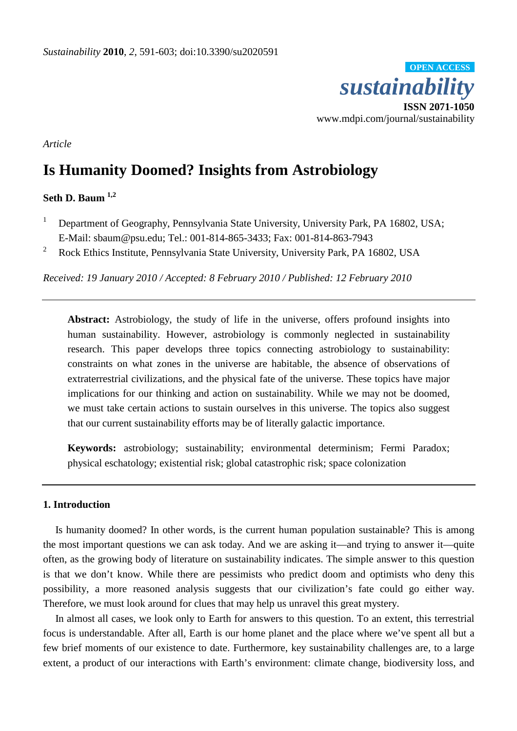*Sustainability* **2010**, *2*, 591-603; doi:10.3390/su2020591

**OPEN ACCESS**

***sustainability***

**ISSN 2071-1050**

www.mdpi.com/journal/sustainability

*Article*

# Is Humanity Doomed? Insights from Astrobiology

**Seth D. Baum [1,2]**

[1] Department of Geography, Pennsylvania State University, University Park, PA 16802, USA; E-Mail: sbaum@psu.edu; Tel.: 001-814-865-3433; Fax: 001-814-863-7943

[2] Rock Ethics Institute, Pennsylvania State University, University Park, PA 16802, USA

*Received: 19 January 2010 / Accepted: 8 February 2010 / Published: 12 February 2010*

**Abstract:** Astrobiology, the study of life in the universe, offers profound insights into human sustainability. However, astrobiology is commonly neglected in sustainability research. This paper develops three topics connecting astrobiology to sustainability: constraints on what zones in the universe are habitable, the absence of observations of extraterrestrial civilizations, and the physical fate of the universe. These topics have major implications for our thinking and action on sustainability. While we may not be doomed, we must take certain actions to sustain ourselves in this universe. The topics also suggest that our current sustainability efforts may be of literally galactic importance.

**Keywords:** astrobiology; sustainability; environmental determinism; Fermi Paradox; physical eschatology; existential risk; global catastrophic risk; space colonization

## 1. Introduction

Is humanity doomed? In other words, is the current human population sustainable? This is among the most important questions we can ask today. And we are asking it—and trying to answer it—quite often, as the growing body of literature on sustainability indicates. The simple answer to this question is that we don't know. While there are pessimists who predict doom and optimists who deny this possibility, a more reasoned analysis suggests that our civilization's fate could go either way. Therefore, we must look around for clues that may help us unravel this great mystery.

In almost all cases, we look only to Earth for answers to this question. To an extent, this terrestrial focus is understandable. After all, Earth is our home planet and the place where we've spent all but a few brief moments of our existence to date. Furthermore, key sustainability challenges are, to a large extent, a product of our interactions with Earth's environment: climate change, biodiversity loss, and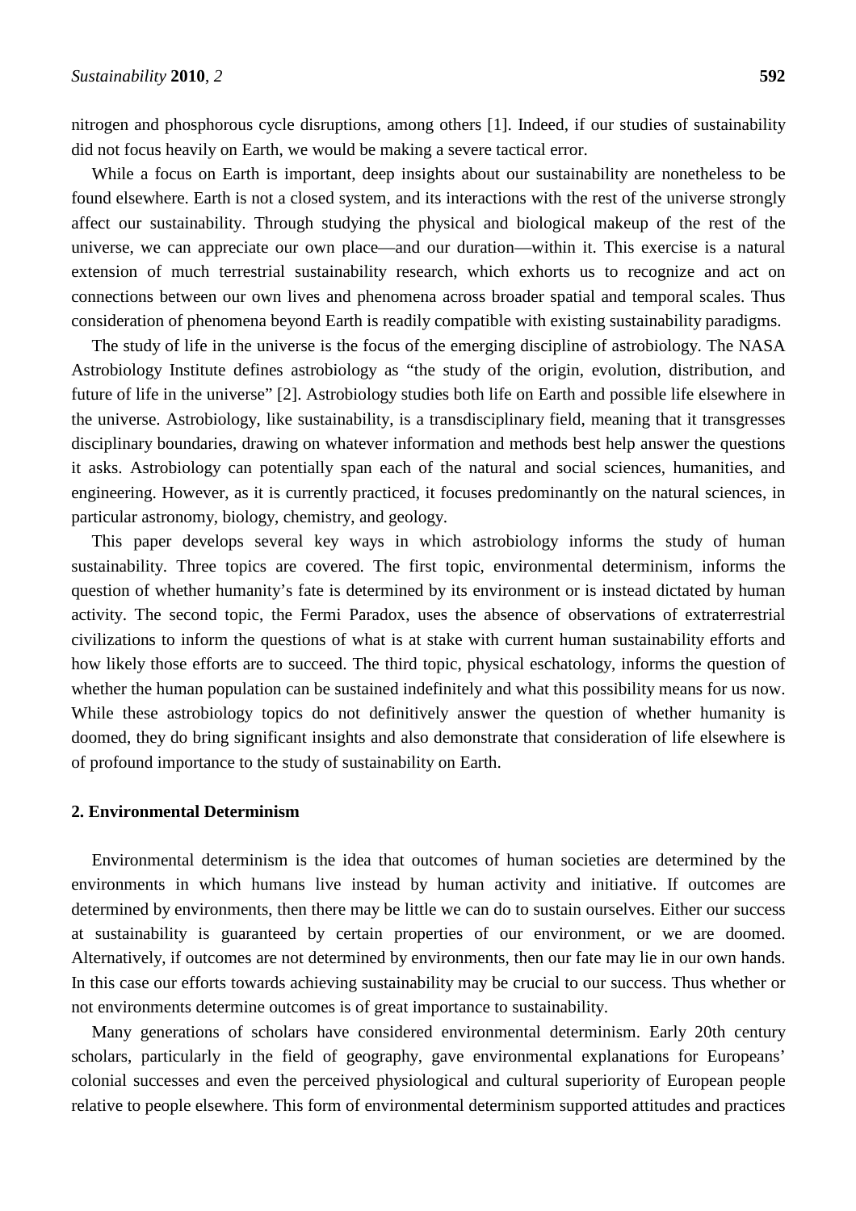nitrogen and phosphorous cycle disruptions, among others [1]. Indeed, if our studies of sustainability did not focus heavily on Earth, we would be making a severe tactical error.

While a focus on Earth is important, deep insights about our sustainability are nonetheless to be found elsewhere. Earth is not a closed system, and its interactions with the rest of the universe strongly affect our sustainability. Through studying the physical and biological makeup of the rest of the universe, we can appreciate our own place—and our duration—within it. This exercise is a natural extension of much terrestrial sustainability research, which exhorts us to recognize and act on connections between our own lives and phenomena across broader spatial and temporal scales. Thus consideration of phenomena beyond Earth is readily compatible with existing sustainability paradigms.

The study of life in the universe is the focus of the emerging discipline of astrobiology. The NASA Astrobiology Institute defines astrobiology as "the study of the origin, evolution, distribution, and future of life in the universe" [2]. Astrobiology studies both life on Earth and possible life elsewhere in the universe. Astrobiology, like sustainability, is a transdisciplinary field, meaning that it transgresses disciplinary boundaries, drawing on whatever information and methods best help answer the questions it asks. Astrobiology can potentially span each of the natural and social sciences, humanities, and engineering. However, as it is currently practiced, it focuses predominantly on the natural sciences, in particular astronomy, biology, chemistry, and geology.

This paper develops several key ways in which astrobiology informs the study of human sustainability. Three topics are covered. The first topic, environmental determinism, informs the question of whether humanity's fate is determined by its environment or is instead dictated by human activity. The second topic, the Fermi Paradox, uses the absence of observations of extraterrestrial civilizations to inform the questions of what is at stake with current human sustainability efforts and how likely those efforts are to succeed. The third topic, physical eschatology, informs the question of whether the human population can be sustained indefinitely and what this possibility means for us now. While these astrobiology topics do not definitively answer the question of whether humanity is doomed, they do bring significant insights and also demonstrate that consideration of life elsewhere is of profound importance to the study of sustainability on Earth.

## 2. Environmental Determinism

Environmental determinism is the idea that outcomes of human societies are determined by the environments in which humans live instead by human activity and initiative. If outcomes are determined by environments, then there may be little we can do to sustain ourselves. Either our success at sustainability is guaranteed by certain properties of our environment, or we are doomed. Alternatively, if outcomes are not determined by environments, then our fate may lie in our own hands. In this case our efforts towards achieving sustainability may be crucial to our success. Thus whether or not environments determine outcomes is of great importance to sustainability.

Many generations of scholars have considered environmental determinism. Early 20th century scholars, particularly in the field of geography, gave environmental explanations for Europeans' colonial successes and even the perceived physiological and cultural superiority of European people relative to people elsewhere. This form of environmental determinism supported attitudes and practices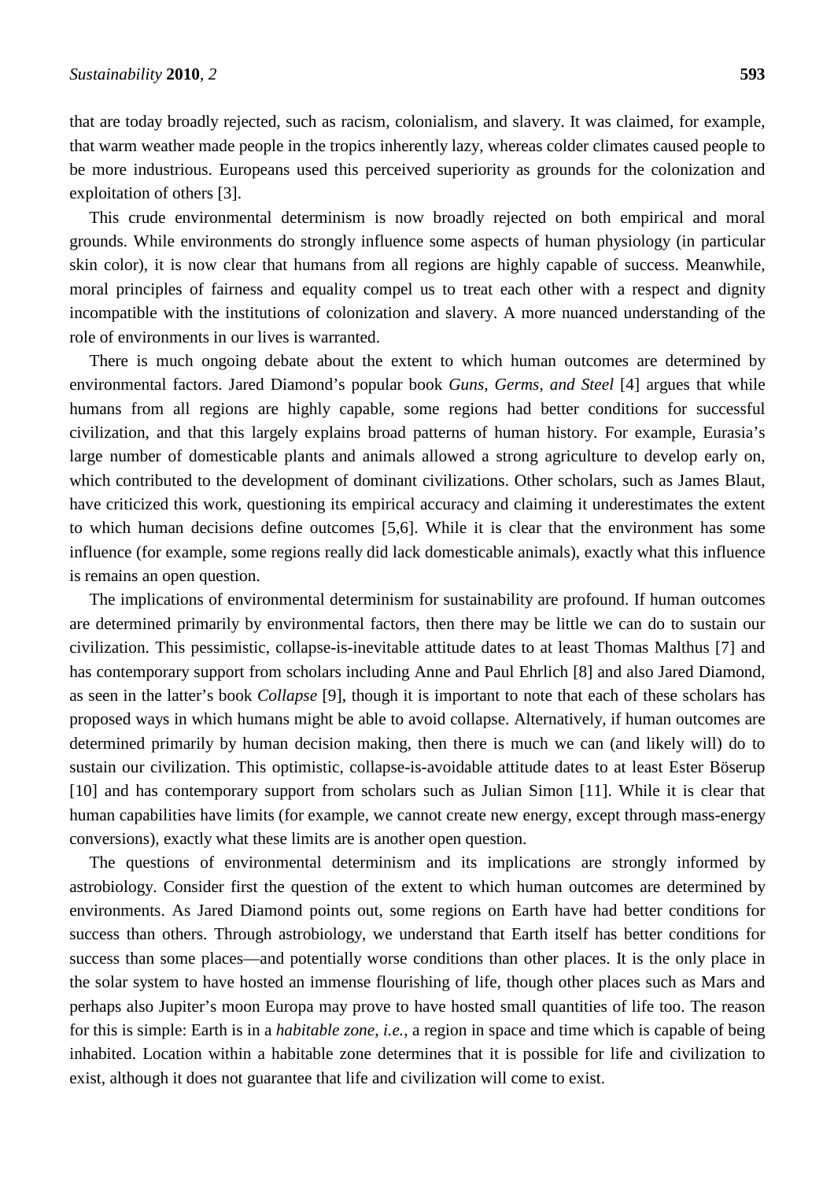that are today broadly rejected, such as racism, colonialism, and slavery. It was claimed, for example, that warm weather made people in the tropics inherently lazy, whereas colder climates caused people to be more industrious. Europeans used this perceived superiority as grounds for the colonization and exploitation of others [3].

This crude environmental determinism is now broadly rejected on both empirical and moral grounds. While environments do strongly influence some aspects of human physiology (in particular skin color), it is now clear that humans from all regions are highly capable of success. Meanwhile, moral principles of fairness and equality compel us to treat each other with a respect and dignity incompatible with the institutions of colonization and slavery. A more nuanced understanding of the role of environments in our lives is warranted.

There is much ongoing debate about the extent to which human outcomes are determined by environmental factors. Jared Diamond's popular book *Guns, Germs, and Steel* [4] argues that while humans from all regions are highly capable, some regions had better conditions for successful civilization, and that this largely explains broad patterns of human history. For example, Eurasia's large number of domesticable plants and animals allowed a strong agriculture to develop early on, which contributed to the development of dominant civilizations. Other scholars, such as James Blaut, have criticized this work, questioning its empirical accuracy and claiming it underestimates the extent to which human decisions define outcomes [5,6]. While it is clear that the environment has some influence (for example, some regions really did lack domesticable animals), exactly what this influence is remains an open question.

The implications of environmental determinism for sustainability are profound. If human outcomes are determined primarily by environmental factors, then there may be little we can do to sustain our civilization. This pessimistic, collapse-is-inevitable attitude dates to at least Thomas Malthus [7] and has contemporary support from scholars including Anne and Paul Ehrlich [8] and also Jared Diamond, as seen in the latter's book *Collapse* [9], though it is important to note that each of these scholars has proposed ways in which humans might be able to avoid collapse. Alternatively, if human outcomes are determined primarily by human decision making, then there is much we can (and likely will) do to sustain our civilization. This optimistic, collapse-is-avoidable attitude dates to at least Ester Böserup [10] and has contemporary support from scholars such as Julian Simon [11]. While it is clear that human capabilities have limits (for example, we cannot create new energy, except through mass-energy conversions), exactly what these limits are is another open question.

The questions of environmental determinism and its implications are strongly informed by astrobiology. Consider first the question of the extent to which human outcomes are determined by environments. As Jared Diamond points out, some regions on Earth have had better conditions for success than others. Through astrobiology, we understand that Earth itself has better conditions for success than some places—and potentially worse conditions than other places. It is the only place in the solar system to have hosted an immense flourishing of life, though other places such as Mars and perhaps also Jupiter's moon Europa may prove to have hosted small quantities of life too. The reason for this is simple: Earth is in a *habitable zone*, *i.e.*, a region in space and time which is capable of being inhabited. Location within a habitable zone determines that it is possible for life and civilization to exist, although it does not guarantee that life and civilization will come to exist.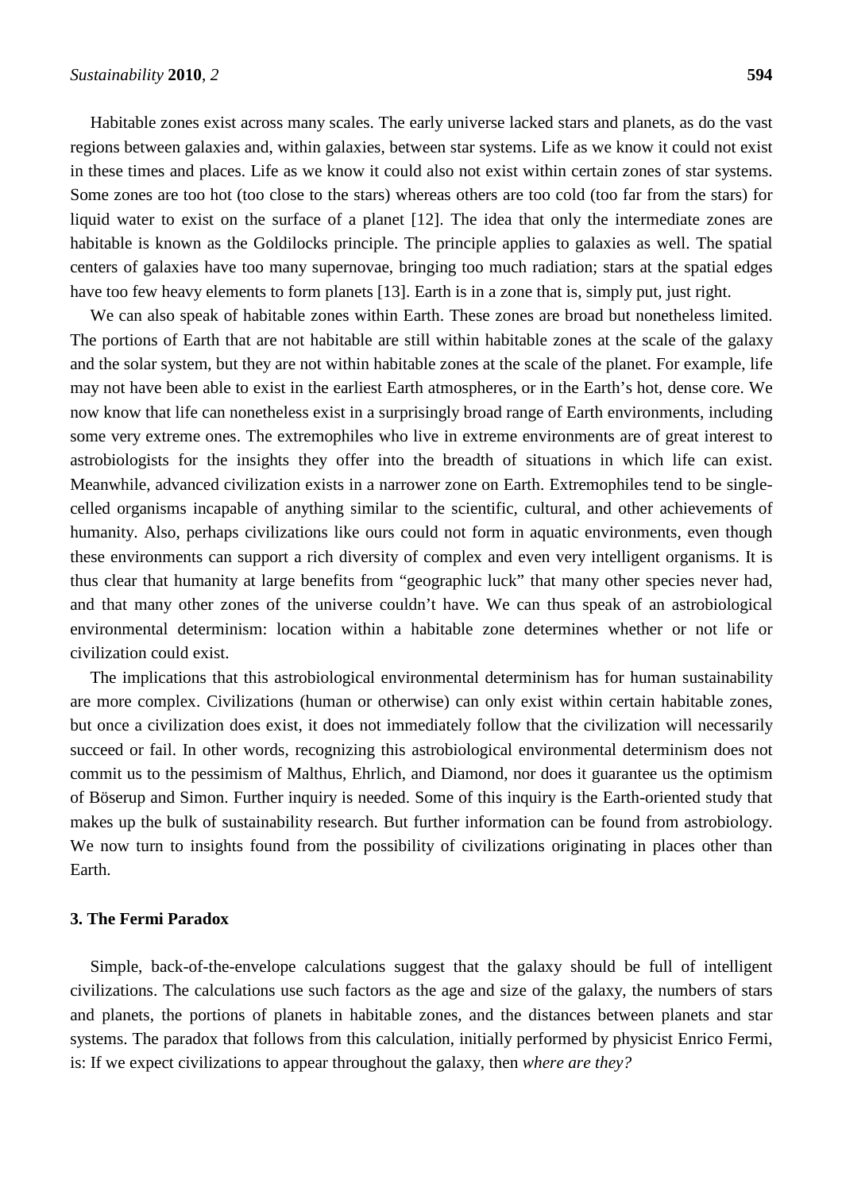Habitable zones exist across many scales. The early universe lacked stars and planets, as do the vast regions between galaxies and, within galaxies, between star systems. Life as we know it could not exist in these times and places. Life as we know it could also not exist within certain zones of star systems. Some zones are too hot (too close to the stars) whereas others are too cold (too far from the stars) for liquid water to exist on the surface of a planet [12]. The idea that only the intermediate zones are habitable is known as the Goldilocks principle. The principle applies to galaxies as well. The spatial centers of galaxies have too many supernovae, bringing too much radiation; stars at the spatial edges have too few heavy elements to form planets [13]. Earth is in a zone that is, simply put, just right.

We can also speak of habitable zones within Earth. These zones are broad but nonetheless limited. The portions of Earth that are not habitable are still within habitable zones at the scale of the galaxy and the solar system, but they are not within habitable zones at the scale of the planet. For example, life may not have been able to exist in the earliest Earth atmospheres, or in the Earth's hot, dense core. We now know that life can nonetheless exist in a surprisingly broad range of Earth environments, including some very extreme ones. The extremophiles who live in extreme environments are of great interest to astrobiologists for the insights they offer into the breadth of situations in which life can exist. Meanwhile, advanced civilization exists in a narrower zone on Earth. Extremophiles tend to be single-celled organisms incapable of anything similar to the scientific, cultural, and other achievements of humanity. Also, perhaps civilizations like ours could not form in aquatic environments, even though these environments can support a rich diversity of complex and even very intelligent organisms. It is thus clear that humanity at large benefits from "geographic luck" that many other species never had, and that many other zones of the universe couldn't have. We can thus speak of an astrobiological environmental determinism: location within a habitable zone determines whether or not life or civilization could exist.

The implications that this astrobiological environmental determinism has for human sustainability are more complex. Civilizations (human or otherwise) can only exist within certain habitable zones, but once a civilization does exist, it does not immediately follow that the civilization will necessarily succeed or fail. In other words, recognizing this astrobiological environmental determinism does not commit us to the pessimism of Malthus, Ehrlich, and Diamond, nor does it guarantee us the optimism of Böserup and Simon. Further inquiry is needed. Some of this inquiry is the Earth-oriented study that makes up the bulk of sustainability research. But further information can be found from astrobiology. We now turn to insights found from the possibility of civilizations originating in places other than Earth.

## 3. The Fermi Paradox

Simple, back-of-the-envelope calculations suggest that the galaxy should be full of intelligent civilizations. The calculations use such factors as the age and size of the galaxy, the numbers of stars and planets, the portions of planets in habitable zones, and the distances between planets and star systems. The paradox that follows from this calculation, initially performed by physicist Enrico Fermi, is: If we expect civilizations to appear throughout the galaxy, then *where are they?*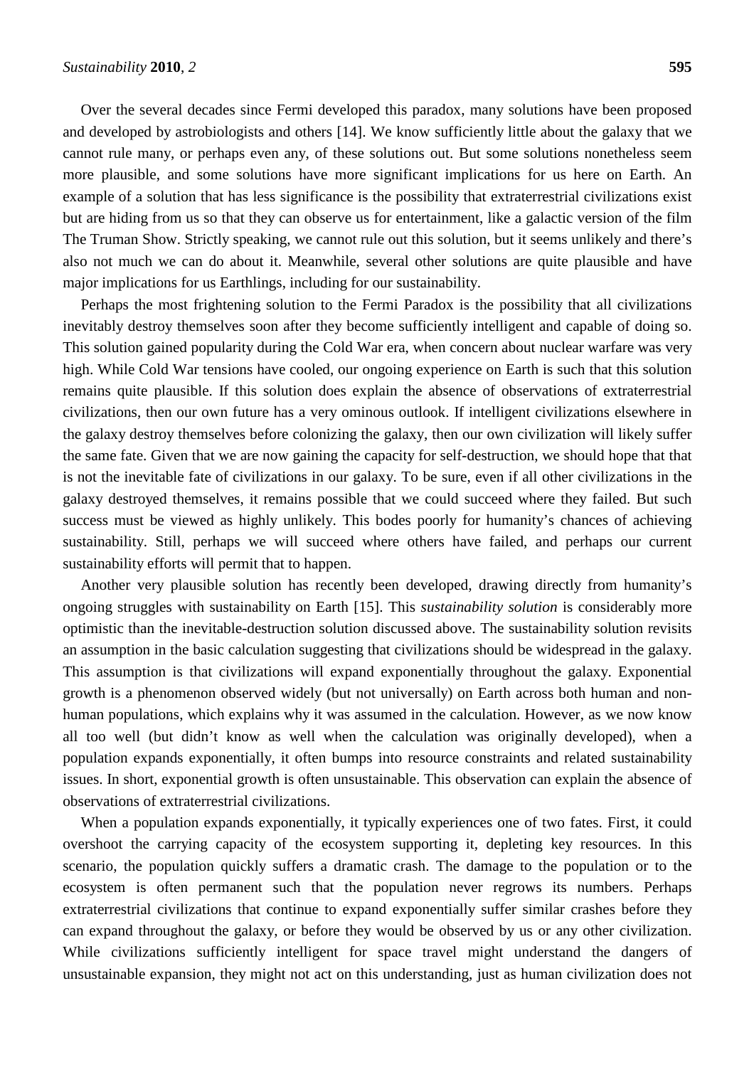Over the several decades since Fermi developed this paradox, many solutions have been proposed and developed by astrobiologists and others [14]. We know sufficiently little about the galaxy that we cannot rule many, or perhaps even any, of these solutions out. But some solutions nonetheless seem more plausible, and some solutions have more significant implications for us here on Earth. An example of a solution that has less significance is the possibility that extraterrestrial civilizations exist but are hiding from us so that they can observe us for entertainment, like a galactic version of the film The Truman Show. Strictly speaking, we cannot rule out this solution, but it seems unlikely and there's also not much we can do about it. Meanwhile, several other solutions are quite plausible and have major implications for us Earthlings, including for our sustainability.

Perhaps the most frightening solution to the Fermi Paradox is the possibility that all civilizations inevitably destroy themselves soon after they become sufficiently intelligent and capable of doing so. This solution gained popularity during the Cold War era, when concern about nuclear warfare was very high. While Cold War tensions have cooled, our ongoing experience on Earth is such that this solution remains quite plausible. If this solution does explain the absence of observations of extraterrestrial civilizations, then our own future has a very ominous outlook. If intelligent civilizations elsewhere in the galaxy destroy themselves before colonizing the galaxy, then our own civilization will likely suffer the same fate. Given that we are now gaining the capacity for self-destruction, we should hope that that is not the inevitable fate of civilizations in our galaxy. To be sure, even if all other civilizations in the galaxy destroyed themselves, it remains possible that we could succeed where they failed. But such success must be viewed as highly unlikely. This bodes poorly for humanity's chances of achieving sustainability. Still, perhaps we will succeed where others have failed, and perhaps our current sustainability efforts will permit that to happen.

Another very plausible solution has recently been developed, drawing directly from humanity's ongoing struggles with sustainability on Earth [15]. This *sustainability solution* is considerably more optimistic than the inevitable-destruction solution discussed above. The sustainability solution revisits an assumption in the basic calculation suggesting that civilizations should be widespread in the galaxy. This assumption is that civilizations will expand exponentially throughout the galaxy. Exponential growth is a phenomenon observed widely (but not universally) on Earth across both human and non-human populations, which explains why it was assumed in the calculation. However, as we now know all too well (but didn't know as well when the calculation was originally developed), when a population expands exponentially, it often bumps into resource constraints and related sustainability issues. In short, exponential growth is often unsustainable. This observation can explain the absence of observations of extraterrestrial civilizations.

When a population expands exponentially, it typically experiences one of two fates. First, it could overshoot the carrying capacity of the ecosystem supporting it, depleting key resources. In this scenario, the population quickly suffers a dramatic crash. The damage to the population or to the ecosystem is often permanent such that the population never regrows its numbers. Perhaps extraterrestrial civilizations that continue to expand exponentially suffer similar crashes before they can expand throughout the galaxy, or before they would be observed by us or any other civilization. While civilizations sufficiently intelligent for space travel might understand the dangers of unsustainable expansion, they might not act on this understanding, just as human civilization does not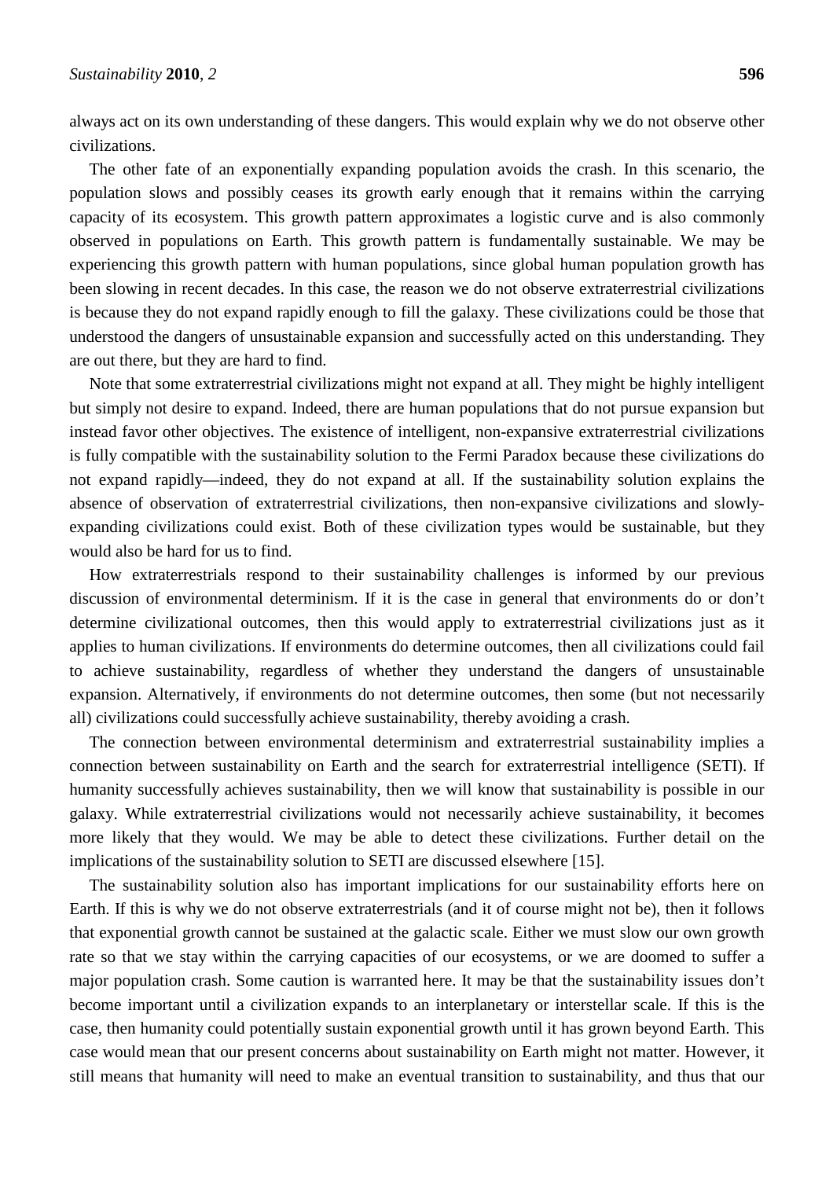always act on its own understanding of these dangers. This would explain why we do not observe other civilizations.

The other fate of an exponentially expanding population avoids the crash. In this scenario, the population slows and possibly ceases its growth early enough that it remains within the carrying capacity of its ecosystem. This growth pattern approximates a logistic curve and is also commonly observed in populations on Earth. This growth pattern is fundamentally sustainable. We may be experiencing this growth pattern with human populations, since global human population growth has been slowing in recent decades. In this case, the reason we do not observe extraterrestrial civilizations is because they do not expand rapidly enough to fill the galaxy. These civilizations could be those that understood the dangers of unsustainable expansion and successfully acted on this understanding. They are out there, but they are hard to find.

Note that some extraterrestrial civilizations might not expand at all. They might be highly intelligent but simply not desire to expand. Indeed, there are human populations that do not pursue expansion but instead favor other objectives. The existence of intelligent, non-expansive extraterrestrial civilizations is fully compatible with the sustainability solution to the Fermi Paradox because these civilizations do not expand rapidly—indeed, they do not expand at all. If the sustainability solution explains the absence of observation of extraterrestrial civilizations, then non-expansive civilizations and slowly-expanding civilizations could exist. Both of these civilization types would be sustainable, but they would also be hard for us to find.

How extraterrestrials respond to their sustainability challenges is informed by our previous discussion of environmental determinism. If it is the case in general that environments do or don't determine civilizational outcomes, then this would apply to extraterrestrial civilizations just as it applies to human civilizations. If environments do determine outcomes, then all civilizations could fail to achieve sustainability, regardless of whether they understand the dangers of unsustainable expansion. Alternatively, if environments do not determine outcomes, then some (but not necessarily all) civilizations could successfully achieve sustainability, thereby avoiding a crash.

The connection between environmental determinism and extraterrestrial sustainability implies a connection between sustainability on Earth and the search for extraterrestrial intelligence (SETI). If humanity successfully achieves sustainability, then we will know that sustainability is possible in our galaxy. While extraterrestrial civilizations would not necessarily achieve sustainability, it becomes more likely that they would. We may be able to detect these civilizations. Further detail on the implications of the sustainability solution to SETI are discussed elsewhere [15].

The sustainability solution also has important implications for our sustainability efforts here on Earth. If this is why we do not observe extraterrestrials (and it of course might not be), then it follows that exponential growth cannot be sustained at the galactic scale. Either we must slow our own growth rate so that we stay within the carrying capacities of our ecosystems, or we are doomed to suffer a major population crash. Some caution is warranted here. It may be that the sustainability issues don't become important until a civilization expands to an interplanetary or interstellar scale. If this is the case, then humanity could potentially sustain exponential growth until it has grown beyond Earth. This case would mean that our present concerns about sustainability on Earth might not matter. However, it still means that humanity will need to make an eventual transition to sustainability, and thus that our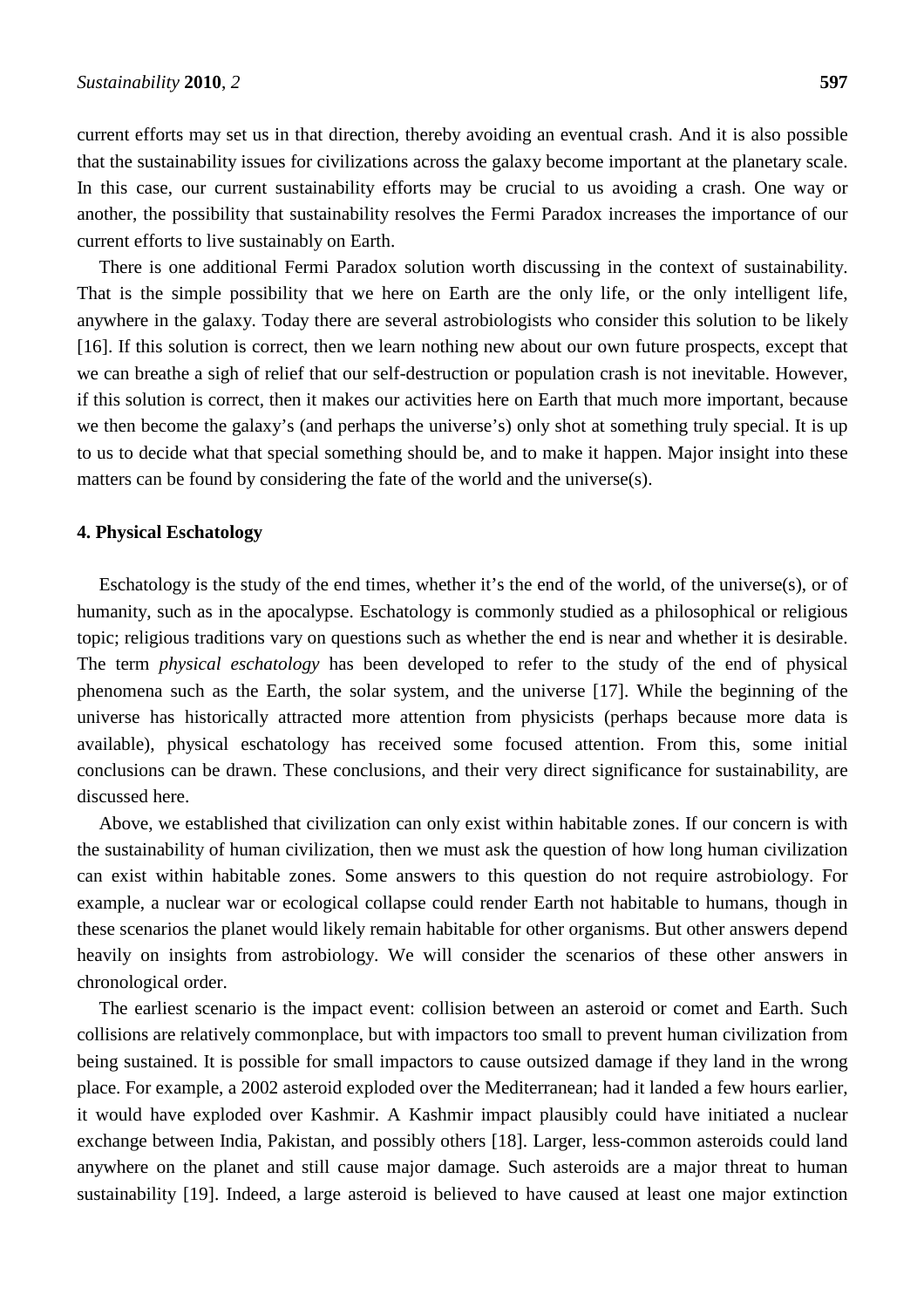current efforts may set us in that direction, thereby avoiding an eventual crash. And it is also possible that the sustainability issues for civilizations across the galaxy become important at the planetary scale. In this case, our current sustainability efforts may be crucial to us avoiding a crash. One way or another, the possibility that sustainability resolves the Fermi Paradox increases the importance of our current efforts to live sustainably on Earth.

There is one additional Fermi Paradox solution worth discussing in the context of sustainability. That is the simple possibility that we here on Earth are the only life, or the only intelligent life, anywhere in the galaxy. Today there are several astrobiologists who consider this solution to be likely [16]. If this solution is correct, then we learn nothing new about our own future prospects, except that we can breathe a sigh of relief that our self-destruction or population crash is not inevitable. However, if this solution is correct, then it makes our activities here on Earth that much more important, because we then become the galaxy's (and perhaps the universe's) only shot at something truly special. It is up to us to decide what that special something should be, and to make it happen. Major insight into these matters can be found by considering the fate of the world and the universe(s).

## 4. Physical Eschatology

Eschatology is the study of the end times, whether it's the end of the world, of the universe(s), or of humanity, such as in the apocalypse. Eschatology is commonly studied as a philosophical or religious topic; religious traditions vary on questions such as whether the end is near and whether it is desirable. The term *physical eschatology* has been developed to refer to the study of the end of physical phenomena such as the Earth, the solar system, and the universe [17]. While the beginning of the universe has historically attracted more attention from physicists (perhaps because more data is available), physical eschatology has received some focused attention. From this, some initial conclusions can be drawn. These conclusions, and their very direct significance for sustainability, are discussed here.

Above, we established that civilization can only exist within habitable zones. If our concern is with the sustainability of human civilization, then we must ask the question of how long human civilization can exist within habitable zones. Some answers to this question do not require astrobiology. For example, a nuclear war or ecological collapse could render Earth not habitable to humans, though in these scenarios the planet would likely remain habitable for other organisms. But other answers depend heavily on insights from astrobiology. We will consider the scenarios of these other answers in chronological order.

The earliest scenario is the impact event: collision between an asteroid or comet and Earth. Such collisions are relatively commonplace, but with impactors too small to prevent human civilization from being sustained. It is possible for small impactors to cause outsized damage if they land in the wrong place. For example, a 2002 asteroid exploded over the Mediterranean; had it landed a few hours earlier, it would have exploded over Kashmir. A Kashmir impact plausibly could have initiated a nuclear exchange between India, Pakistan, and possibly others [18]. Larger, less-common asteroids could land anywhere on the planet and still cause major damage. Such asteroids are a major threat to human sustainability [19]. Indeed, a large asteroid is believed to have caused at least one major extinction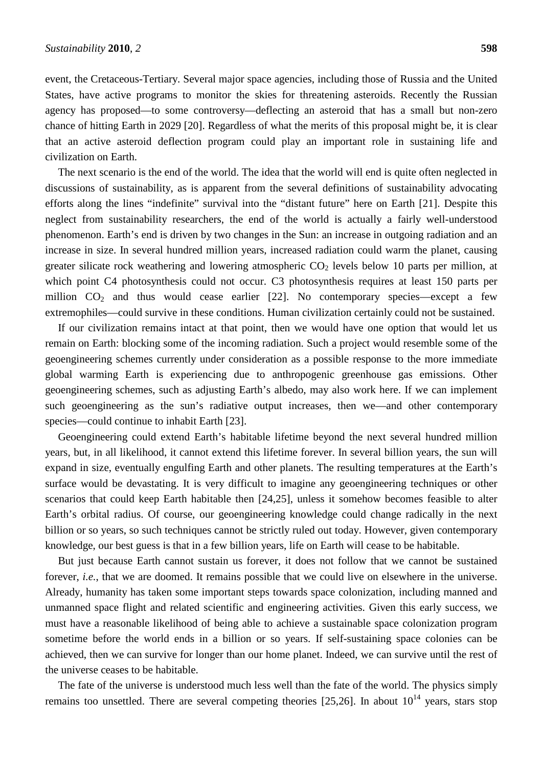event, the Cretaceous-Tertiary. Several major space agencies, including those of Russia and the United States, have active programs to monitor the skies for threatening asteroids. Recently the Russian agency has proposed—to some controversy—deflecting an asteroid that has a small but non-zero chance of hitting Earth in 2029 [20]. Regardless of what the merits of this proposal might be, it is clear that an active asteroid deflection program could play an important role in sustaining life and civilization on Earth.

The next scenario is the end of the world. The idea that the world will end is quite often neglected in discussions of sustainability, as is apparent from the several definitions of sustainability advocating efforts along the lines "indefinite" survival into the "distant future" here on Earth [21]. Despite this neglect from sustainability researchers, the end of the world is actually a fairly well-understood phenomenon. Earth's end is driven by two changes in the Sun: an increase in outgoing radiation and an increase in size. In several hundred million years, increased radiation could warm the planet, causing greater silicate rock weathering and lowering atmospheric $CO_2$ levels below 10 parts per million, at which point C4 photosynthesis could not occur. C3 photosynthesis requires at least 150 parts per million $CO_2$ and thus would cease earlier [22]. No contemporary species—except a few extremophiles—could survive in these conditions. Human civilization certainly could not be sustained.

If our civilization remains intact at that point, then we would have one option that would let us remain on Earth: blocking some of the incoming radiation. Such a project would resemble some of the geoengineering schemes currently under consideration as a possible response to the more immediate global warming Earth is experiencing due to anthropogenic greenhouse gas emissions. Other geoengineering schemes, such as adjusting Earth's albedo, may also work here. If we can implement such geoengineering as the sun's radiative output increases, then we—and other contemporary species—could continue to inhabit Earth [23].

Geoengineering could extend Earth's habitable lifetime beyond the next several hundred million years, but, in all likelihood, it cannot extend this lifetime forever. In several billion years, the sun will expand in size, eventually engulfing Earth and other planets. The resulting temperatures at the Earth's surface would be devastating. It is very difficult to imagine any geoengineering techniques or other scenarios that could keep Earth habitable then [24,25], unless it somehow becomes feasible to alter Earth's orbital radius. Of course, our geoengineering knowledge could change radically in the next billion or so years, so such techniques cannot be strictly ruled out today. However, given contemporary knowledge, our best guess is that in a few billion years, life on Earth will cease to be habitable.

But just because Earth cannot sustain us forever, it does not follow that we cannot be sustained forever, *i.e.*, that we are doomed. It remains possible that we could live on elsewhere in the universe. Already, humanity has taken some important steps towards space colonization, including manned and unmanned space flight and related scientific and engineering activities. Given this early success, we must have a reasonable likelihood of being able to achieve a sustainable space colonization program sometime before the world ends in a billion or so years. If self-sustaining space colonies can be achieved, then we can survive for longer than our home planet. Indeed, we can survive until the rest of the universe ceases to be habitable.

The fate of the universe is understood much less well than the fate of the world. The physics simply remains too unsettled. There are several competing theories [25,26]. In about $10^{14}$ years, stars stop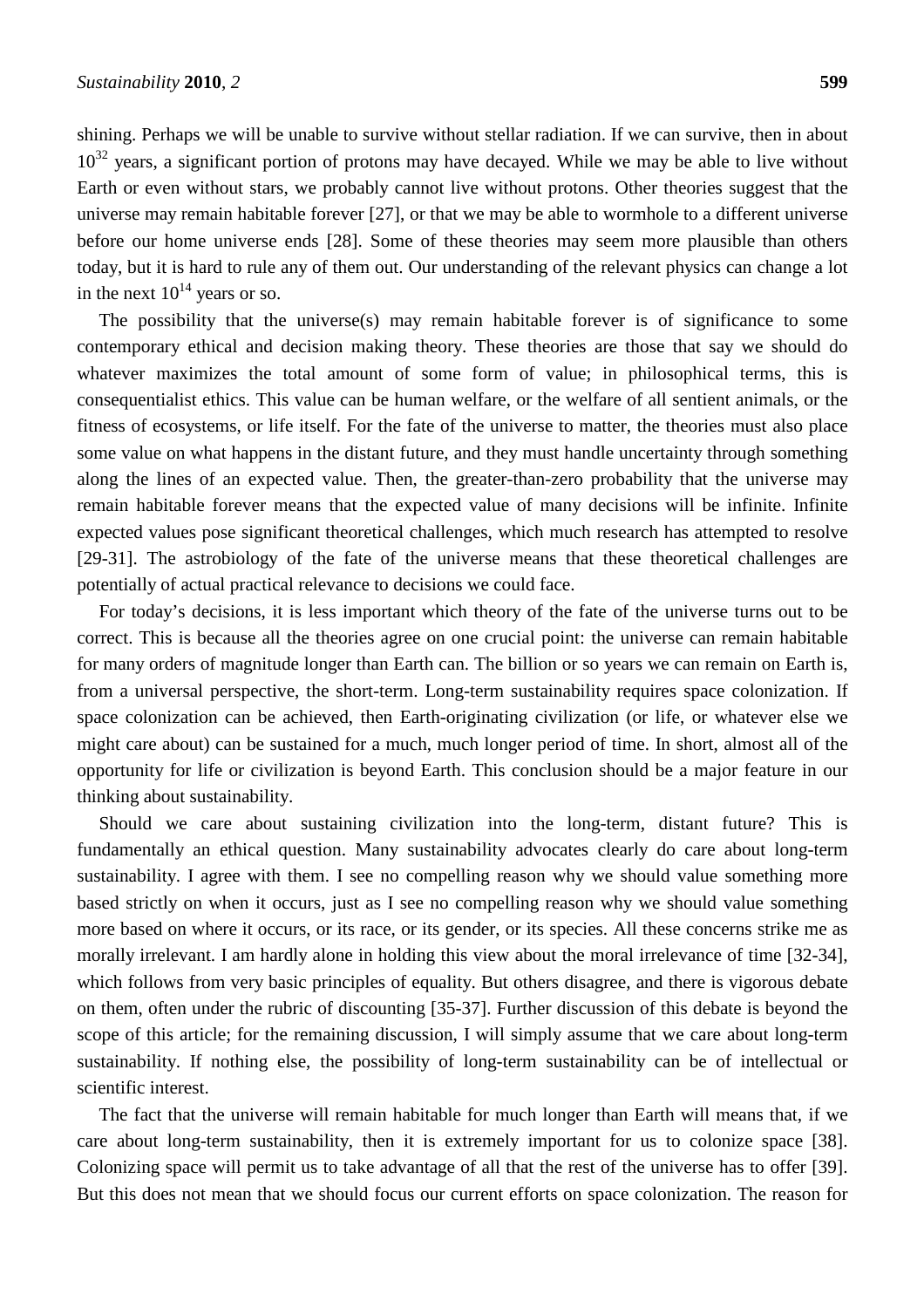shining. Perhaps we will be unable to survive without stellar radiation. If we can survive, then in about $10^{32}$ years, a significant portion of protons may have decayed. While we may be able to live without Earth or even without stars, we probably cannot live without protons. Other theories suggest that the universe may remain habitable forever [27], or that we may be able to wormhole to a different universe before our home universe ends [28]. Some of these theories may seem more plausible than others today, but it is hard to rule any of them out. Our understanding of the relevant physics can change a lot in the next $10^{14}$ years or so.

The possibility that the universe(s) may remain habitable forever is of significance to some contemporary ethical and decision making theory. These theories are those that say we should do whatever maximizes the total amount of some form of value; in philosophical terms, this is consequentialist ethics. This value can be human welfare, or the welfare of all sentient animals, or the fitness of ecosystems, or life itself. For the fate of the universe to matter, the theories must also place some value on what happens in the distant future, and they must handle uncertainty through something along the lines of an expected value. Then, the greater-than-zero probability that the universe may remain habitable forever means that the expected value of many decisions will be infinite. Infinite expected values pose significant theoretical challenges, which much research has attempted to resolve [29-31]. The astrobiology of the fate of the universe means that these theoretical challenges are potentially of actual practical relevance to decisions we could face.

For today's decisions, it is less important which theory of the fate of the universe turns out to be correct. This is because all the theories agree on one crucial point: the universe can remain habitable for many orders of magnitude longer than Earth can. The billion or so years we can remain on Earth is, from a universal perspective, the short-term. Long-term sustainability requires space colonization. If space colonization can be achieved, then Earth-originating civilization (or life, or whatever else we might care about) can be sustained for a much, much longer period of time. In short, almost all of the opportunity for life or civilization is beyond Earth. This conclusion should be a major feature in our thinking about sustainability.

Should we care about sustaining civilization into the long-term, distant future? This is fundamentally an ethical question. Many sustainability advocates clearly do care about long-term sustainability. I agree with them. I see no compelling reason why we should value something more based strictly on when it occurs, just as I see no compelling reason why we should value something more based on where it occurs, or its race, or its gender, or its species. All these concerns strike me as morally irrelevant. I am hardly alone in holding this view about the moral irrelevance of time [32-34], which follows from very basic principles of equality. But others disagree, and there is vigorous debate on them, often under the rubric of discounting [35-37]. Further discussion of this debate is beyond the scope of this article; for the remaining discussion, I will simply assume that we care about long-term sustainability. If nothing else, the possibility of long-term sustainability can be of intellectual or scientific interest.

The fact that the universe will remain habitable for much longer than Earth will means that, if we care about long-term sustainability, then it is extremely important for us to colonize space [38]. Colonizing space will permit us to take advantage of all that the rest of the universe has to offer [39]. But this does not mean that we should focus our current efforts on space colonization. The reason for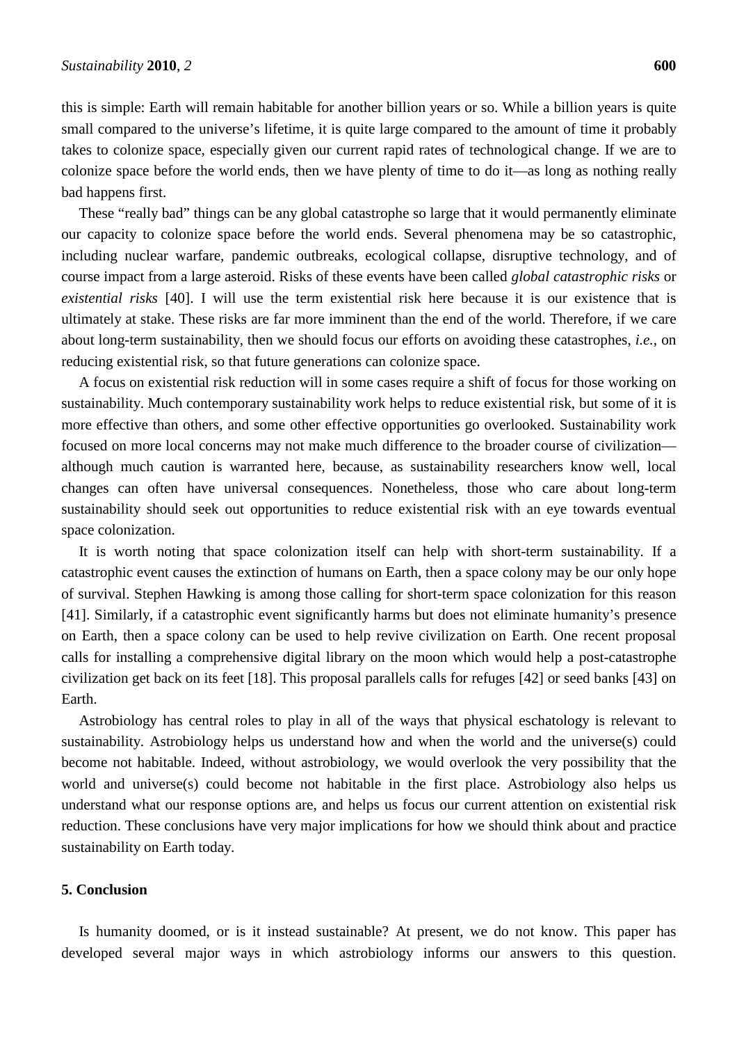this is simple: Earth will remain habitable for another billion years or so. While a billion years is quite small compared to the universe's lifetime, it is quite large compared to the amount of time it probably takes to colonize space, especially given our current rapid rates of technological change. If we are to colonize space before the world ends, then we have plenty of time to do it—as long as nothing really bad happens first.

These "really bad" things can be any global catastrophe so large that it would permanently eliminate our capacity to colonize space before the world ends. Several phenomena may be so catastrophic, including nuclear warfare, pandemic outbreaks, ecological collapse, disruptive technology, and of course impact from a large asteroid. Risks of these events have been called *global catastrophic risks* or *existential risks* [40]. I will use the term existential risk here because it is our existence that is ultimately at stake. These risks are far more imminent than the end of the world. Therefore, if we care about long-term sustainability, then we should focus our efforts on avoiding these catastrophes, *i.e.*, on reducing existential risk, so that future generations can colonize space.

A focus on existential risk reduction will in some cases require a shift of focus for those working on sustainability. Much contemporary sustainability work helps to reduce existential risk, but some of it is more effective than others, and some other effective opportunities go overlooked. Sustainability work focused on more local concerns may not make much difference to the broader course of civilization—although much caution is warranted here, because, as sustainability researchers know well, local changes can often have universal consequences. Nonetheless, those who care about long-term sustainability should seek out opportunities to reduce existential risk with an eye towards eventual space colonization.

It is worth noting that space colonization itself can help with short-term sustainability. If a catastrophic event causes the extinction of humans on Earth, then a space colony may be our only hope of survival. Stephen Hawking is among those calling for short-term space colonization for this reason [41]. Similarly, if a catastrophic event significantly harms but does not eliminate humanity's presence on Earth, then a space colony can be used to help revive civilization on Earth. One recent proposal calls for installing a comprehensive digital library on the moon which would help a post-catastrophe civilization get back on its feet [18]. This proposal parallels calls for refuges [42] or seed banks [43] on Earth.

Astrobiology has central roles to play in all of the ways that physical eschatology is relevant to sustainability. Astrobiology helps us understand how and when the world and the universe(s) could become not habitable. Indeed, without astrobiology, we would overlook the very possibility that the world and universe(s) could become not habitable in the first place. Astrobiology also helps us understand what our response options are, and helps us focus our current attention on existential risk reduction. These conclusions have very major implications for how we should think about and practice sustainability on Earth today.

## 5. Conclusion

Is humanity doomed, or is it instead sustainable? At present, we do not know. This paper has developed several major ways in which astrobiology informs our answers to this question.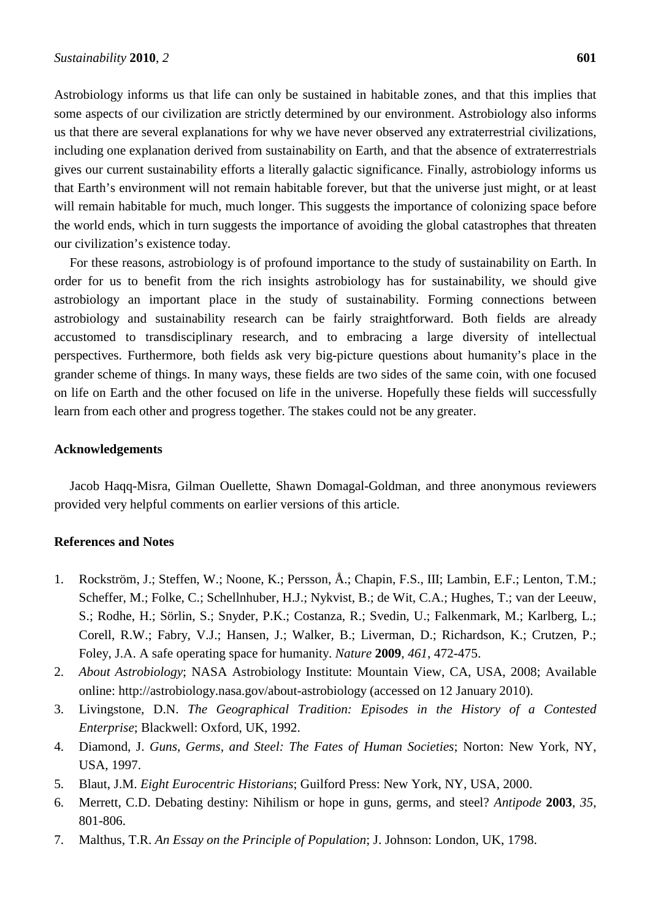Astrobiology informs us that life can only be sustained in habitable zones, and that this implies that some aspects of our civilization are strictly determined by our environment. Astrobiology also informs us that there are several explanations for why we have never observed any extraterrestrial civilizations, including one explanation derived from sustainability on Earth, and that the absence of extraterrestrials gives our current sustainability efforts a literally galactic significance. Finally, astrobiology informs us that Earth's environment will not remain habitable forever, but that the universe just might, or at least will remain habitable for much, much longer. This suggests the importance of colonizing space before the world ends, which in turn suggests the importance of avoiding the global catastrophes that threaten our civilization's existence today.

For these reasons, astrobiology is of profound importance to the study of sustainability on Earth. In order for us to benefit from the rich insights astrobiology has for sustainability, we should give astrobiology an important place in the study of sustainability. Forming connections between astrobiology and sustainability research can be fairly straightforward. Both fields are already accustomed to transdisciplinary research, and to embracing a large diversity of intellectual perspectives. Furthermore, both fields ask very big-picture questions about humanity's place in the grander scheme of things. In many ways, these fields are two sides of the same coin, with one focused on life on Earth and the other focused on life in the universe. Hopefully these fields will successfully learn from each other and progress together. The stakes could not be any greater.

## Acknowledgements

Jacob Haqq-Misra, Gilman Ouellette, Shawn Domagal-Goldman, and three anonymous reviewers provided very helpful comments on earlier versions of this article.

## References and Notes

1. Rockström, J.; Steffen, W.; Noone, K.; Persson, Å.; Chapin, F.S., III; Lambin, E.F.; Lenton, T.M.; Scheffer, M.; Folke, C.; Schellnhuber, H.J.; Nykvist, B.; de Wit, C.A.; Hughes, T.; van der Leeuw, S.; Rodhe, H.; Sörlin, S.; Snyder, P.K.; Costanza, R.; Svedin, U.; Falkenmark, M.; Karlberg, L.; Corell, R.W.; Fabry, V.J.; Hansen, J.; Walker, B.; Liverman, D.; Richardson, K.; Crutzen, P.; Foley, J.A. A safe operating space for humanity. *Nature* **2009**, *461*, 472-475.
2. *About Astrobiology*; NASA Astrobiology Institute: Mountain View, CA, USA, 2008; Available online: http://astrobiology.nasa.gov/about-astrobiology (accessed on 12 January 2010).
3. Livingstone, D.N. *The Geographical Tradition: Episodes in the History of a Contested Enterprise*; Blackwell: Oxford, UK, 1992.
4. Diamond, J. *Guns, Germs, and Steel: The Fates of Human Societies*; Norton: New York, NY, USA, 1997.
5. Blaut, J.M. *Eight Eurocentric Historians*; Guilford Press: New York, NY, USA, 2000.
6. Merrett, C.D. Debating destiny: Nihilism or hope in guns, germs, and steel? *Antipode* **2003**, *35*, 801-806.
7. Malthus, T.R. *An Essay on the Principle of Population*; J. Johnson: London, UK, 1798.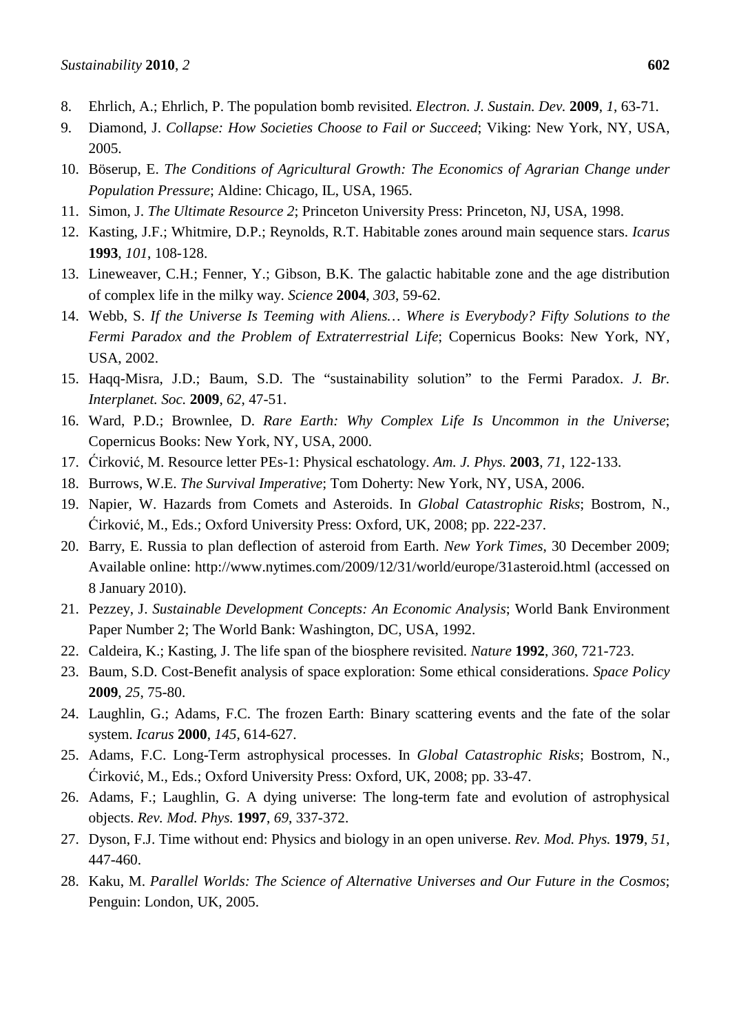8. Ehrlich, A.; Ehrlich, P. The population bomb revisited. *Electron. J. Sustain. Dev.* **2009**, *1*, 63-71.
9. Diamond, J. *Collapse: How Societies Choose to Fail or Succeed*; Viking: New York, NY, USA, 2005.
10. Böserup, E. *The Conditions of Agricultural Growth: The Economics of Agrarian Change under Population Pressure*; Aldine: Chicago, IL, USA, 1965.
11. Simon, J. *The Ultimate Resource 2*; Princeton University Press: Princeton, NJ, USA, 1998.
12. Kasting, J.F.; Whitmire, D.P.; Reynolds, R.T. Habitable zones around main sequence stars. *Icarus* **1993**, *101*, 108-128.
13. Lineweaver, C.H.; Fenner, Y.; Gibson, B.K. The galactic habitable zone and the age distribution of complex life in the milky way. *Science* **2004**, *303*, 59-62.
14. Webb, S. *If the Universe Is Teeming with Aliens… Where is Everybody? Fifty Solutions to the Fermi Paradox and the Problem of Extraterrestrial Life*; Copernicus Books: New York, NY, USA, 2002.
15. Haqq-Misra, J.D.; Baum, S.D. The "sustainability solution" to the Fermi Paradox. *J. Br. Interplanet. Soc.* **2009**, *62*, 47-51.
16. Ward, P.D.; Brownlee, D. *Rare Earth: Why Complex Life Is Uncommon in the Universe*; Copernicus Books: New York, NY, USA, 2000.
17. Ćirković, M. Resource letter PEs-1: Physical eschatology. *Am. J. Phys.* **2003**, *71*, 122-133.
18. Burrows, W.E. *The Survival Imperative*; Tom Doherty: New York, NY, USA, 2006.
19. Napier, W. Hazards from Comets and Asteroids. In *Global Catastrophic Risks*; Bostrom, N., Ćirković, M., Eds.; Oxford University Press: Oxford, UK, 2008; pp. 222-237.
20. Barry, E. Russia to plan deflection of asteroid from Earth. *New York Times*, 30 December 2009; Available online: http://www.nytimes.com/2009/12/31/world/europe/31asteroid.html (accessed on 8 January 2010).
21. Pezzey, J. *Sustainable Development Concepts: An Economic Analysis*; World Bank Environment Paper Number 2; The World Bank: Washington, DC, USA, 1992.
22. Caldeira, K.; Kasting, J. The life span of the biosphere revisited. *Nature* **1992**, *360*, 721-723.
23. Baum, S.D. Cost-Benefit analysis of space exploration: Some ethical considerations. *Space Policy* **2009**, *25*, 75-80.
24. Laughlin, G.; Adams, F.C. The frozen Earth: Binary scattering events and the fate of the solar system. *Icarus* **2000**, *145*, 614-627.
25. Adams, F.C. Long-Term astrophysical processes. In *Global Catastrophic Risks*; Bostrom, N., Ćirković, M., Eds.; Oxford University Press: Oxford, UK, 2008; pp. 33-47.
26. Adams, F.; Laughlin, G. A dying universe: The long-term fate and evolution of astrophysical objects. *Rev. Mod. Phys.* **1997**, *69*, 337-372.
27. Dyson, F.J. Time without end: Physics and biology in an open universe. *Rev. Mod. Phys.* **1979**, *51*, 447-460.
28. Kaku, M. *Parallel Worlds: The Science of Alternative Universes and Our Future in the Cosmos*; Penguin: London, UK, 2005.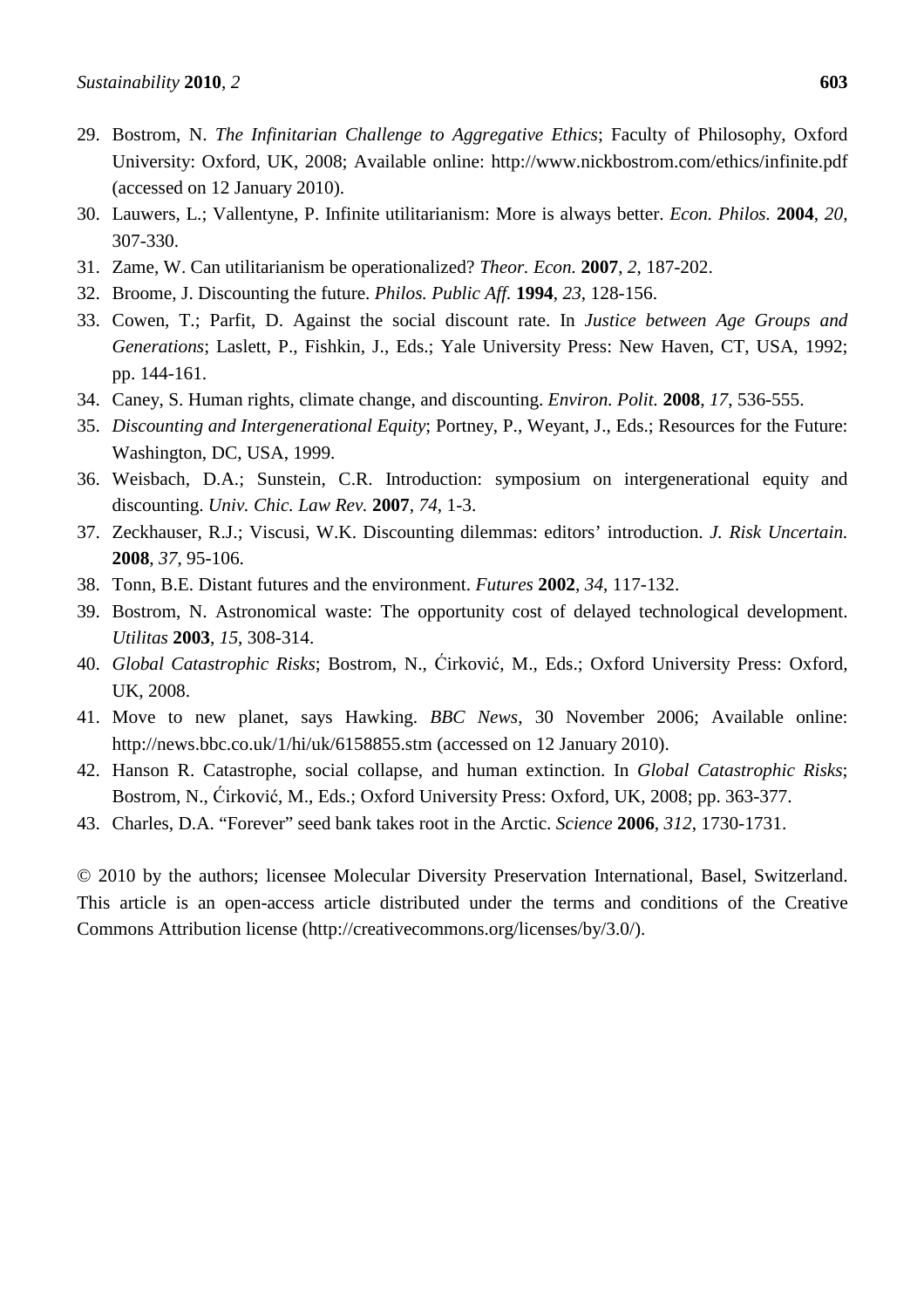29. Bostrom, N. *The Infinitarian Challenge to Aggregative Ethics*; Faculty of Philosophy, Oxford University: Oxford, UK, 2008; Available online: http://www.nickbostrom.com/ethics/infinite.pdf (accessed on 12 January 2010).
30. Lauwers, L.; Vallentyne, P. Infinite utilitarianism: More is always better. *Econ. Philos.* **2004**, *20*, 307-330.
31. Zame, W. Can utilitarianism be operationalized? *Theor. Econ.* **2007**, *2*, 187-202.
32. Broome, J. Discounting the future. *Philos. Public Aff.* **1994**, *23*, 128-156.
33. Cowen, T.; Parfit, D. Against the social discount rate. In *Justice between Age Groups and Generations*; Laslett, P., Fishkin, J., Eds.; Yale University Press: New Haven, CT, USA, 1992; pp. 144-161.
34. Caney, S. Human rights, climate change, and discounting. *Environ. Polit.* **2008**, *17*, 536-555.
35. *Discounting and Intergenerational Equity*; Portney, P., Weyant, J., Eds.; Resources for the Future: Washington, DC, USA, 1999.
36. Weisbach, D.A.; Sunstein, C.R. Introduction: symposium on intergenerational equity and discounting. *Univ. Chic. Law Rev.* **2007**, *74*, 1-3.
37. Zeckhauser, R.J.; Viscusi, W.K. Discounting dilemmas: editors' introduction. *J. Risk Uncertain.* **2008**, *37*, 95-106.
38. Tonn, B.E. Distant futures and the environment. *Futures* **2002**, *34*, 117-132.
39. Bostrom, N. Astronomical waste: The opportunity cost of delayed technological development. *Utilitas* **2003**, *15*, 308-314.
40. *Global Catastrophic Risks*; Bostrom, N., Ćirković, M., Eds.; Oxford University Press: Oxford, UK, 2008.
41. Move to new planet, says Hawking. *BBC News*, 30 November 2006; Available online: http://news.bbc.co.uk/1/hi/uk/6158855.stm (accessed on 12 January 2010).
42. Hanson R. Catastrophe, social collapse, and human extinction. In *Global Catastrophic Risks*; Bostrom, N., Ćirković, M., Eds.; Oxford University Press: Oxford, UK, 2008; pp. 363-377.
43. Charles, D.A. "Forever" seed bank takes root in the Arctic. *Science* **2006**, *312*, 1730-1731.

© 2010 by the authors; licensee Molecular Diversity Preservation International, Basel, Switzerland. This article is an open-access article distributed under the terms and conditions of the Creative Commons Attribution license (http://creativecommons.org/licenses/by/3.0/).